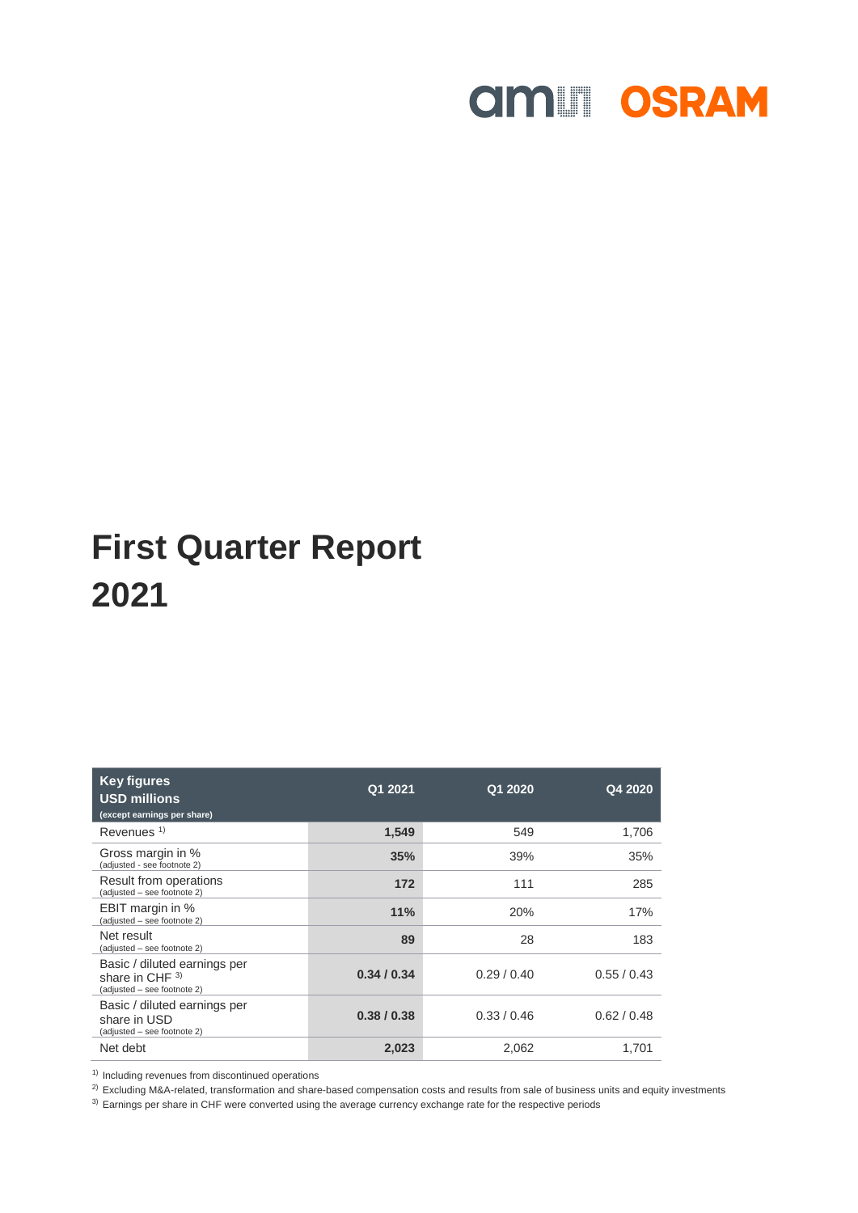ams OSRAM

# First Quarter Report 2021

| Key figures USD millions (except earnings per share) | Q1 2021 | Q1 2020 | Q4 2020 |
|---|---|---|---|
| Revenues [1] | **1,549** | 549 | 1,706 |
| Gross margin in % (adjusted - see footnote 2) | **35%** | 39% | 35% |
| Result from operations (adjusted – see footnote 2) | **172** | 111 | 285 |
| EBIT margin in % (adjusted – see footnote 2) | **11%** | 20% | 17% |
| Net result (adjusted – see footnote 2) | **89** | 28 | 183 |
| Basic / diluted earnings per share in CHF [3] (adjusted – see footnote 2) | **0.34 / 0.34** | 0.29 / 0.40 | 0.55 / 0.43 |
| Basic / diluted earnings per share in USD (adjusted – see footnote 2) | **0.38 / 0.38** | 0.33 / 0.46 | 0.62 / 0.48 |
| Net debt | **2,023** | 2,062 | 1,701 |

[1] Including revenues from discontinued operations

[2] Excluding M&A-related, transformation and share-based compensation costs and results from sale of business units and equity investments

[3] Earnings per share in CHF were converted using the average currency exchange rate for the respective periods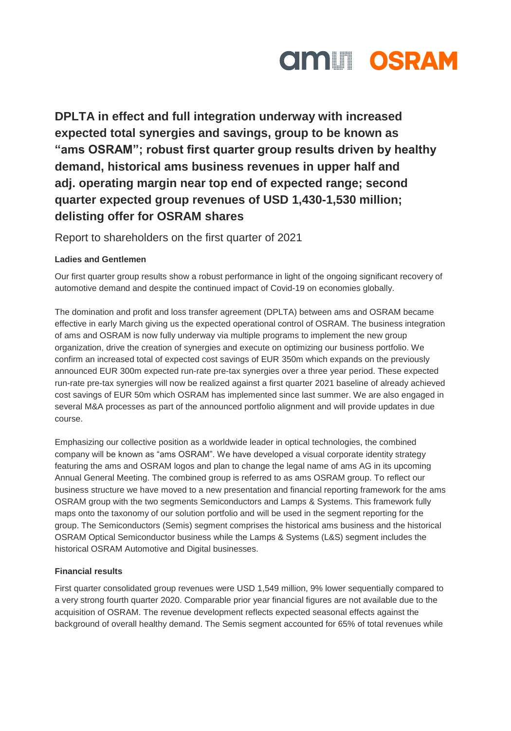# DPLTA in effect and full integration underway with increased expected total synergies and savings, group to be known as "ams OSRAM"; robust first quarter group results driven by healthy demand, historical ams business revenues in upper half and adj. operating margin near top end of expected range; second quarter expected group revenues of USD 1,430-1,530 million; delisting offer for OSRAM shares

Report to shareholders on the first quarter of 2021

**Ladies and Gentlemen**

Our first quarter group results show a robust performance in light of the ongoing significant recovery of automotive demand and despite the continued impact of Covid-19 on economies globally.

The domination and profit and loss transfer agreement (DPLTA) between ams and OSRAM became effective in early March giving us the expected operational control of OSRAM. The business integration of ams and OSRAM is now fully underway via multiple programs to implement the new group organization, drive the creation of synergies and execute on optimizing our business portfolio. We confirm an increased total of expected cost savings of EUR 350m which expands on the previously announced EUR 300m expected run-rate pre-tax synergies over a three year period. These expected run-rate pre-tax synergies will now be realized against a first quarter 2021 baseline of already achieved cost savings of EUR 50m which OSRAM has implemented since last summer. We are also engaged in several M&A processes as part of the announced portfolio alignment and will provide updates in due course.

Emphasizing our collective position as a worldwide leader in optical technologies, the combined company will be known as "ams OSRAM". We have developed a visual corporate identity strategy featuring the ams and OSRAM logos and plan to change the legal name of ams AG in its upcoming Annual General Meeting. The combined group is referred to as ams OSRAM group. To reflect our business structure we have moved to a new presentation and financial reporting framework for the ams OSRAM group with the two segments Semiconductors and Lamps & Systems. This framework fully maps onto the taxonomy of our solution portfolio and will be used in the segment reporting for the group. The Semiconductors (Semis) segment comprises the historical ams business and the historical OSRAM Optical Semiconductor business while the Lamps & Systems (L&S) segment includes the historical OSRAM Automotive and Digital businesses.

**Financial results**

First quarter consolidated group revenues were USD 1,549 million, 9% lower sequentially compared to a very strong fourth quarter 2020. Comparable prior year financial figures are not available due to the acquisition of OSRAM. The revenue development reflects expected seasonal effects against the background of overall healthy demand. The Semis segment accounted for 65% of total revenues while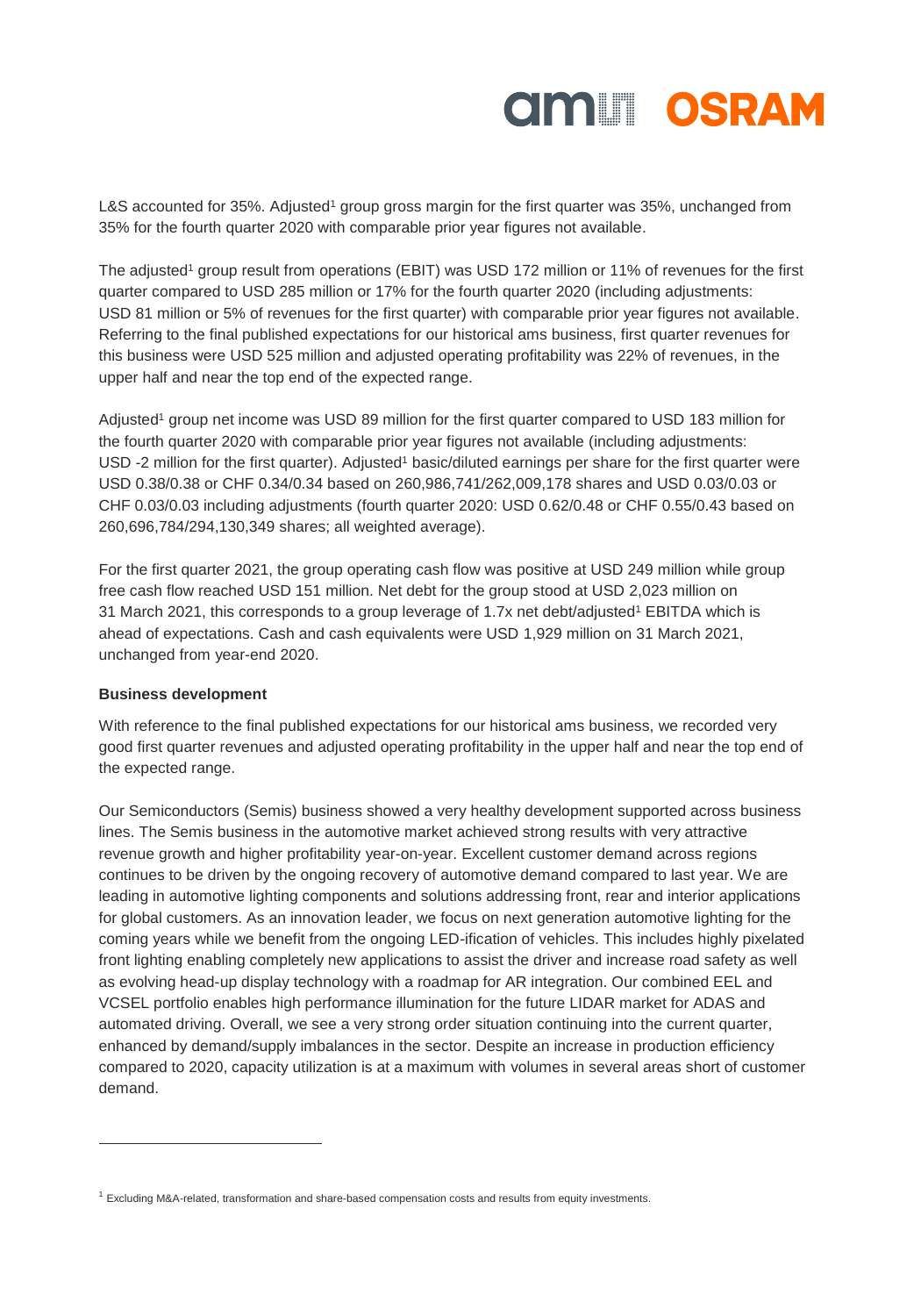L&S accounted for 35%. Adjusted[1] group gross margin for the first quarter was 35%, unchanged from 35% for the fourth quarter 2020 with comparable prior year figures not available.

The adjusted[1] group result from operations (EBIT) was USD 172 million or 11% of revenues for the first quarter compared to USD 285 million or 17% for the fourth quarter 2020 (including adjustments: USD 81 million or 5% of revenues for the first quarter) with comparable prior year figures not available. Referring to the final published expectations for our historical ams business, first quarter revenues for this business were USD 525 million and adjusted operating profitability was 22% of revenues, in the upper half and near the top end of the expected range.

Adjusted[1] group net income was USD 89 million for the first quarter compared to USD 183 million for the fourth quarter 2020 with comparable prior year figures not available (including adjustments: USD -2 million for the first quarter). Adjusted[1] basic/diluted earnings per share for the first quarter were USD 0.38/0.38 or CHF 0.34/0.34 based on 260,986,741/262,009,178 shares and USD 0.03/0.03 or CHF 0.03/0.03 including adjustments (fourth quarter 2020: USD 0.62/0.48 or CHF 0.55/0.43 based on 260,696,784/294,130,349 shares; all weighted average).

For the first quarter 2021, the group operating cash flow was positive at USD 249 million while group free cash flow reached USD 151 million. Net debt for the group stood at USD 2,023 million on 31 March 2021, this corresponds to a group leverage of 1.7x net debt/adjusted[1] EBITDA which is ahead of expectations. Cash and cash equivalents were USD 1,929 million on 31 March 2021, unchanged from year-end 2020.

**Business development**

With reference to the final published expectations for our historical ams business, we recorded very good first quarter revenues and adjusted operating profitability in the upper half and near the top end of the expected range.

Our Semiconductors (Semis) business showed a very healthy development supported across business lines. The Semis business in the automotive market achieved strong results with very attractive revenue growth and higher profitability year-on-year. Excellent customer demand across regions continues to be driven by the ongoing recovery of automotive demand compared to last year. We are leading in automotive lighting components and solutions addressing front, rear and interior applications for global customers. As an innovation leader, we focus on next generation automotive lighting for the coming years while we benefit from the ongoing LED-ification of vehicles. This includes highly pixelated front lighting enabling completely new applications to assist the driver and increase road safety as well as evolving head-up display technology with a roadmap for AR integration. Our combined EEL and VCSEL portfolio enables high performance illumination for the future LIDAR market for ADAS and automated driving. Overall, we see a very strong order situation continuing into the current quarter, enhanced by demand/supply imbalances in the sector. Despite an increase in production efficiency compared to 2020, capacity utilization is at a maximum with volumes in several areas short of customer demand.

---

[1] Excluding M&A-related, transformation and share-based compensation costs and results from equity investments.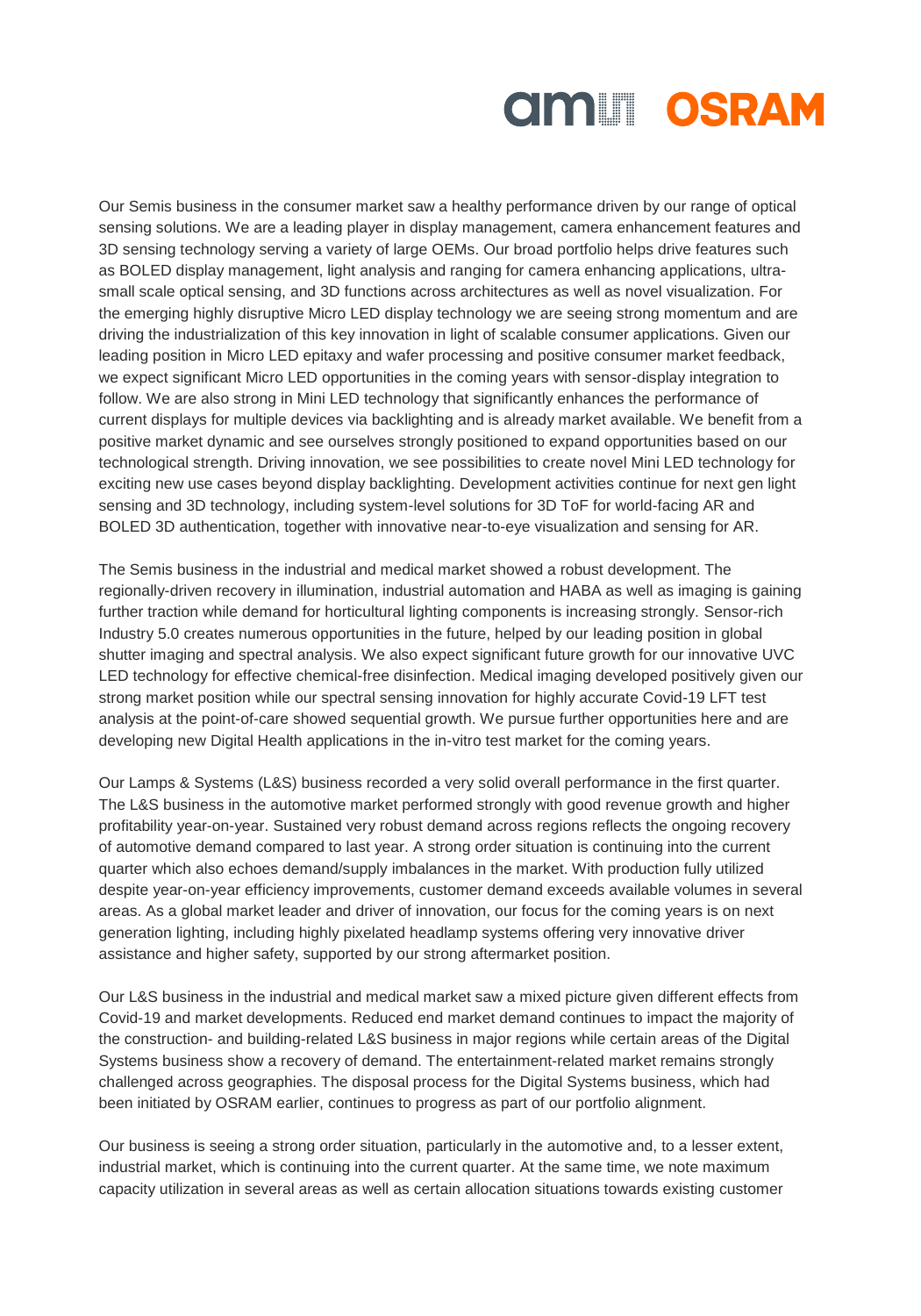Our Semis business in the consumer market saw a healthy performance driven by our range of optical sensing solutions. We are a leading player in display management, camera enhancement features and 3D sensing technology serving a variety of large OEMs. Our broad portfolio helps drive features such as BOLED display management, light analysis and ranging for camera enhancing applications, ultra-small scale optical sensing, and 3D functions across architectures as well as novel visualization. For the emerging highly disruptive Micro LED display technology we are seeing strong momentum and are driving the industrialization of this key innovation in light of scalable consumer applications. Given our leading position in Micro LED epitaxy and wafer processing and positive consumer market feedback, we expect significant Micro LED opportunities in the coming years with sensor-display integration to follow. We are also strong in Mini LED technology that significantly enhances the performance of current displays for multiple devices via backlighting and is already market available. We benefit from a positive market dynamic and see ourselves strongly positioned to expand opportunities based on our technological strength. Driving innovation, we see possibilities to create novel Mini LED technology for exciting new use cases beyond display backlighting. Development activities continue for next gen light sensing and 3D technology, including system-level solutions for 3D ToF for world-facing AR and BOLED 3D authentication, together with innovative near-to-eye visualization and sensing for AR.

The Semis business in the industrial and medical market showed a robust development. The regionally-driven recovery in illumination, industrial automation and HABA as well as imaging is gaining further traction while demand for horticultural lighting components is increasing strongly. Sensor-rich Industry 5.0 creates numerous opportunities in the future, helped by our leading position in global shutter imaging and spectral analysis. We also expect significant future growth for our innovative UVC LED technology for effective chemical-free disinfection. Medical imaging developed positively given our strong market position while our spectral sensing innovation for highly accurate Covid-19 LFT test analysis at the point-of-care showed sequential growth. We pursue further opportunities here and are developing new Digital Health applications in the in-vitro test market for the coming years.

Our Lamps & Systems (L&S) business recorded a very solid overall performance in the first quarter. The L&S business in the automotive market performed strongly with good revenue growth and higher profitability year-on-year. Sustained very robust demand across regions reflects the ongoing recovery of automotive demand compared to last year. A strong order situation is continuing into the current quarter which also echoes demand/supply imbalances in the market. With production fully utilized despite year-on-year efficiency improvements, customer demand exceeds available volumes in several areas. As a global market leader and driver of innovation, our focus for the coming years is on next generation lighting, including highly pixelated headlamp systems offering very innovative driver assistance and higher safety, supported by our strong aftermarket position.

Our L&S business in the industrial and medical market saw a mixed picture given different effects from Covid-19 and market developments. Reduced end market demand continues to impact the majority of the construction- and building-related L&S business in major regions while certain areas of the Digital Systems business show a recovery of demand. The entertainment-related market remains strongly challenged across geographies. The disposal process for the Digital Systems business, which had been initiated by OSRAM earlier, continues to progress as part of our portfolio alignment.

Our business is seeing a strong order situation, particularly in the automotive and, to a lesser extent, industrial market, which is continuing into the current quarter. At the same time, we note maximum capacity utilization in several areas as well as certain allocation situations towards existing customer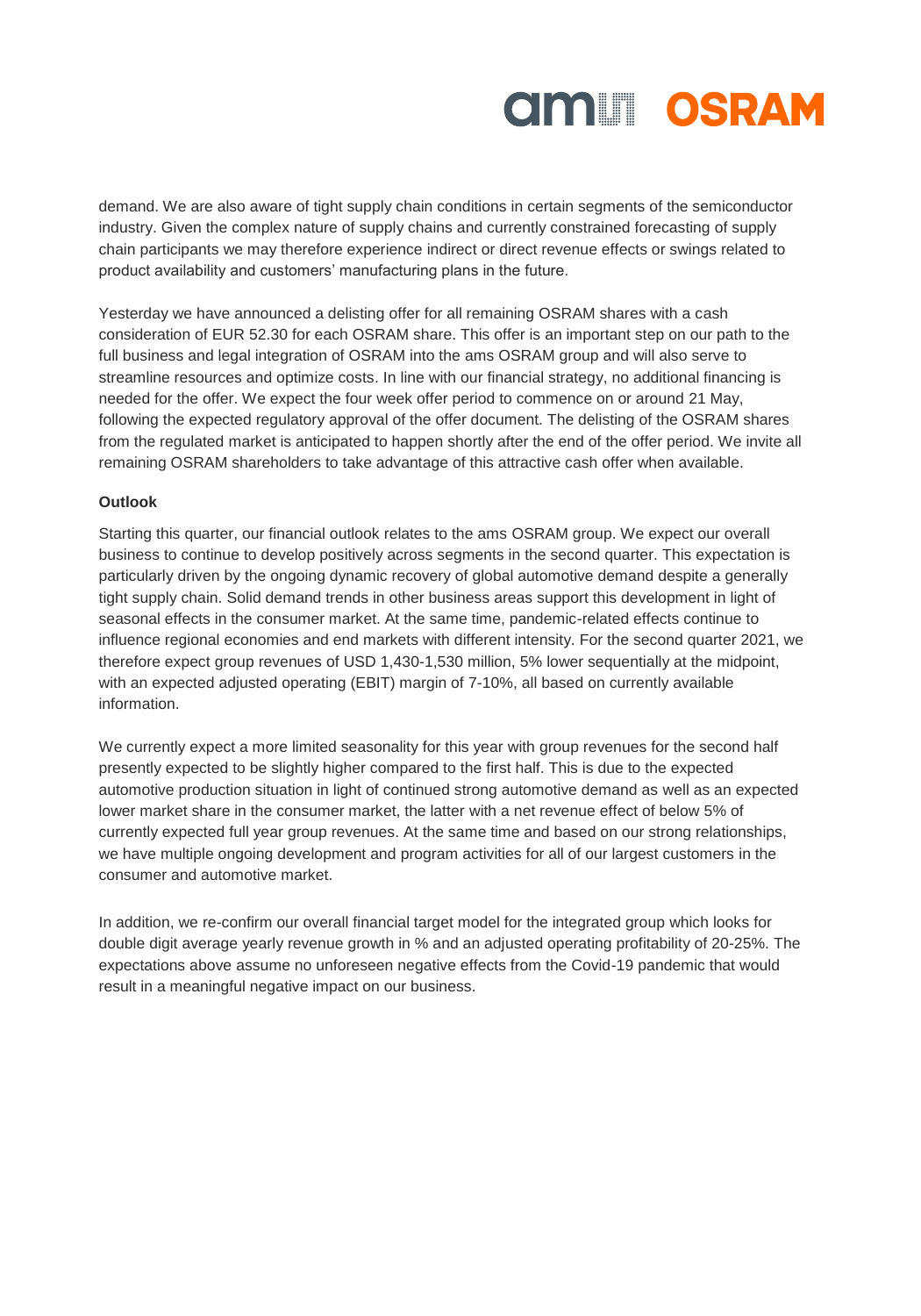demand. We are also aware of tight supply chain conditions in certain segments of the semiconductor industry. Given the complex nature of supply chains and currently constrained forecasting of supply chain participants we may therefore experience indirect or direct revenue effects or swings related to product availability and customers' manufacturing plans in the future.

Yesterday we have announced a delisting offer for all remaining OSRAM shares with a cash consideration of EUR 52.30 for each OSRAM share. This offer is an important step on our path to the full business and legal integration of OSRAM into the ams OSRAM group and will also serve to streamline resources and optimize costs. In line with our financial strategy, no additional financing is needed for the offer. We expect the four week offer period to commence on or around 21 May, following the expected regulatory approval of the offer document. The delisting of the OSRAM shares from the regulated market is anticipated to happen shortly after the end of the offer period. We invite all remaining OSRAM shareholders to take advantage of this attractive cash offer when available.

**Outlook**

Starting this quarter, our financial outlook relates to the ams OSRAM group. We expect our overall business to continue to develop positively across segments in the second quarter. This expectation is particularly driven by the ongoing dynamic recovery of global automotive demand despite a generally tight supply chain. Solid demand trends in other business areas support this development in light of seasonal effects in the consumer market. At the same time, pandemic-related effects continue to influence regional economies and end markets with different intensity. For the second quarter 2021, we therefore expect group revenues of USD 1,430-1,530 million, 5% lower sequentially at the midpoint, with an expected adjusted operating (EBIT) margin of 7-10%, all based on currently available information.

We currently expect a more limited seasonality for this year with group revenues for the second half presently expected to be slightly higher compared to the first half. This is due to the expected automotive production situation in light of continued strong automotive demand as well as an expected lower market share in the consumer market, the latter with a net revenue effect of below 5% of currently expected full year group revenues. At the same time and based on our strong relationships, we have multiple ongoing development and program activities for all of our largest customers in the consumer and automotive market.

In addition, we re-confirm our overall financial target model for the integrated group which looks for double digit average yearly revenue growth in % and an adjusted operating profitability of 20-25%. The expectations above assume no unforeseen negative effects from the Covid-19 pandemic that would result in a meaningful negative impact on our business.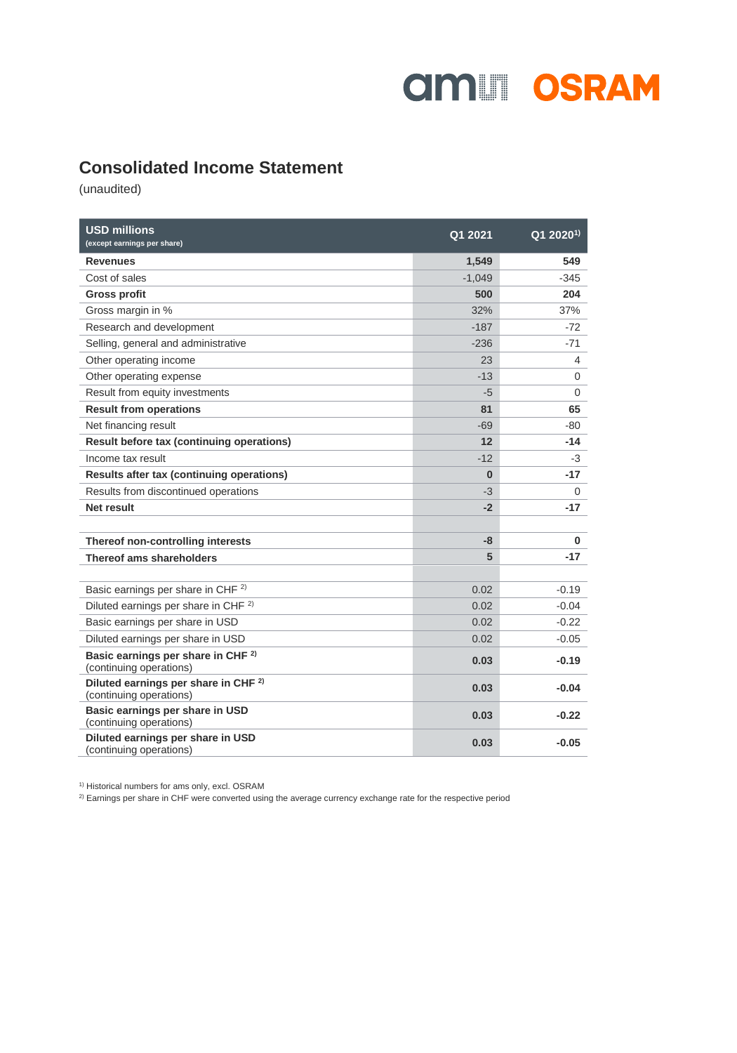# Consolidated Income Statement

(unaudited)

| USD millions (except earnings per share) | Q1 2021 | Q1 2020[1)] |
|---|---|---|
| **Revenues** | **1,549** | **549** |
| Cost of sales | -1,049 | -345 |
| **Gross profit** | **500** | **204** |
| Gross margin in % | 32% | 37% |
| Research and development | -187 | -72 |
| Selling, general and administrative | -236 | -71 |
| Other operating income | 23 | 4 |
| Other operating expense | -13 | 0 |
| Result from equity investments | -5 | 0 |
| **Result from operations** | **81** | **65** |
| Net financing result | -69 | -80 |
| **Result before tax (continuing operations)** | **12** | **-14** |
| Income tax result | -12 | -3 |
| **Results after tax (continuing operations)** | **0** | **-17** |
| Results from discontinued operations | -3 | 0 |
| **Net result** | **-2** | **-17** |
| | | |
| **Thereof non-controlling interests** | **-8** | **0** |
| **Thereof ams shareholders** | **5** | **-17** |
| | | |
| Basic earnings per share in CHF [2)] | 0.02 | -0.19 |
| Diluted earnings per share in CHF [2)] | 0.02 | -0.04 |
| Basic earnings per share in USD | 0.02 | -0.22 |
| Diluted earnings per share in USD | 0.02 | -0.05 |
| **Basic earnings per share in CHF [2)]** (continuing operations) | **0.03** | **-0.19** |
| **Diluted earnings per share in CHF [2)]** (continuing operations) | **0.03** | **-0.04** |
| **Basic earnings per share in USD** (continuing operations) | **0.03** | **-0.22** |
| **Diluted earnings per share in USD** (continuing operations) | **0.03** | **-0.05** |

[1)] Historical numbers for ams only, excl. OSRAM

[2)] Earnings per share in CHF were converted using the average currency exchange rate for the respective period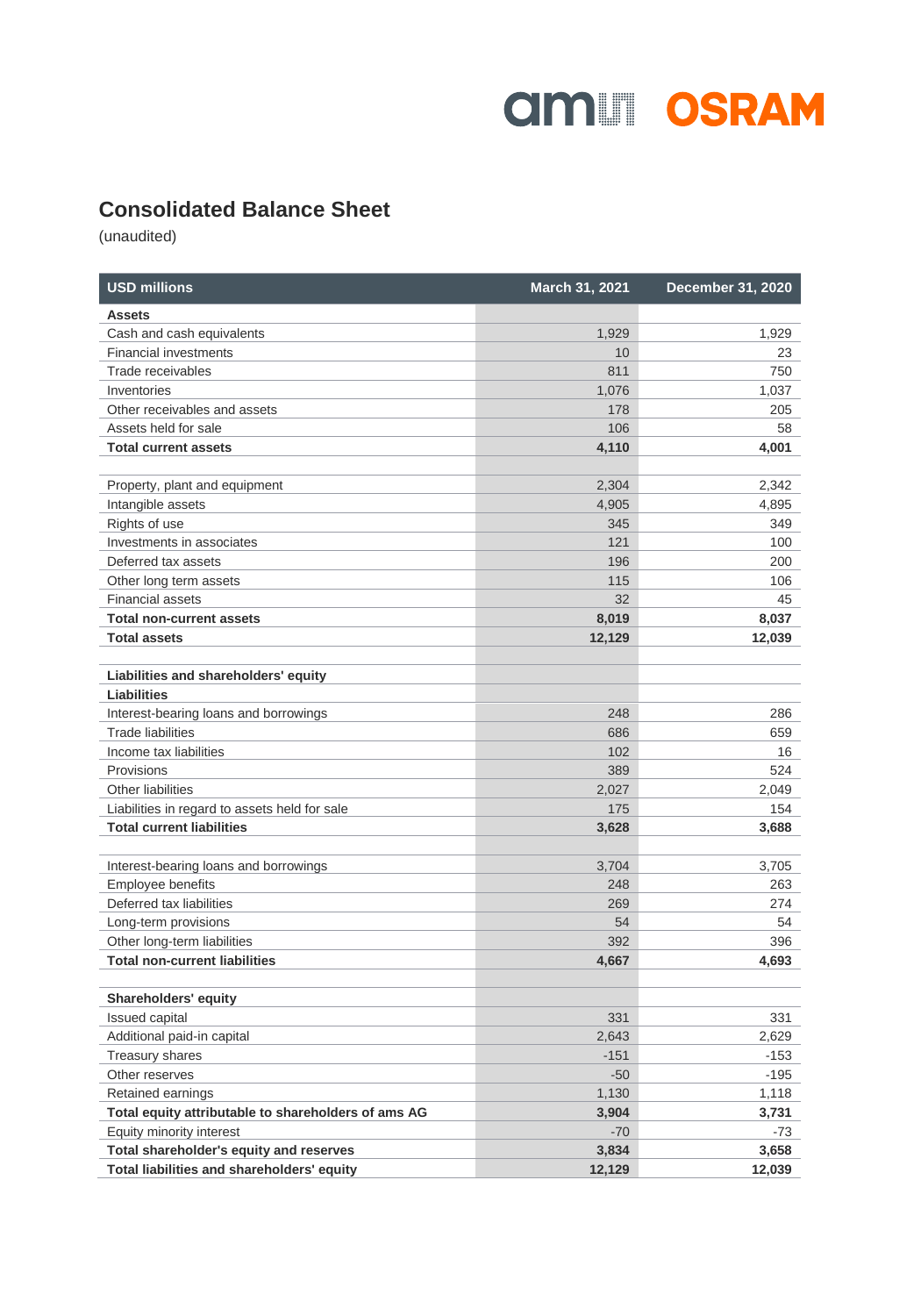## Consolidated Balance Sheet

(unaudited)

| USD millions | March 31, 2021 | December 31, 2020 |
|---|---|---|
| **Assets** | | |
| Cash and cash equivalents | 1,929 | 1,929 |
| Financial investments | 10 | 23 |
| Trade receivables | 811 | 750 |
| Inventories | 1,076 | 1,037 |
| Other receivables and assets | 178 | 205 |
| Assets held for sale | 106 | 58 |
| **Total current assets** | **4,110** | **4,001** |
| | | |
| Property, plant and equipment | 2,304 | 2,342 |
| Intangible assets | 4,905 | 4,895 |
| Rights of use | 345 | 349 |
| Investments in associates | 121 | 100 |
| Deferred tax assets | 196 | 200 |
| Other long term assets | 115 | 106 |
| Financial assets | 32 | 45 |
| **Total non-current assets** | **8,019** | **8,037** |
| **Total assets** | **12,129** | **12,039** |
| | | |
| **Liabilities and shareholders' equity** | | |
| **Liabilities** | | |
| Interest-bearing loans and borrowings | 248 | 286 |
| Trade liabilities | 686 | 659 |
| Income tax liabilities | 102 | 16 |
| Provisions | 389 | 524 |
| Other liabilities | 2,027 | 2,049 |
| Liabilities in regard to assets held for sale | 175 | 154 |
| **Total current liabilities** | **3,628** | **3,688** |
| | | |
| Interest-bearing loans and borrowings | 3,704 | 3,705 |
| Employee benefits | 248 | 263 |
| Deferred tax liabilities | 269 | 274 |
| Long-term provisions | 54 | 54 |
| Other long-term liabilities | 392 | 396 |
| **Total non-current liabilities** | **4,667** | **4,693** |
| | | |
| **Shareholders' equity** | | |
| Issued capital | 331 | 331 |
| Additional paid-in capital | 2,643 | 2,629 |
| Treasury shares | -151 | -153 |
| Other reserves | -50 | -195 |
| Retained earnings | 1,130 | 1,118 |
| **Total equity attributable to shareholders of ams AG** | **3,904** | **3,731** |
| Equity minority interest | -70 | -73 |
| **Total shareholder's equity and reserves** | **3,834** | **3,658** |
| **Total liabilities and shareholders' equity** | **12,129** | **12,039** |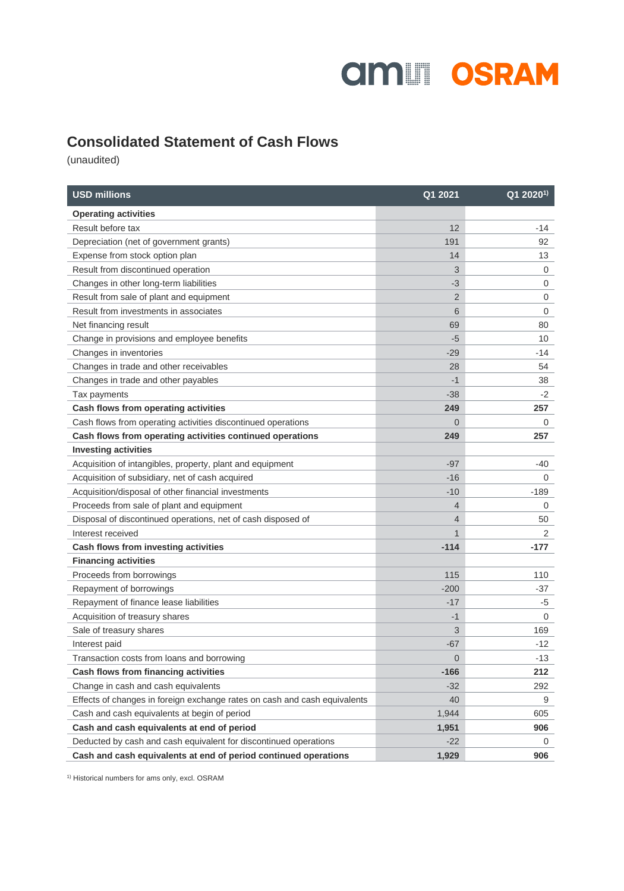# Consolidated Statement of Cash Flows

(unaudited)

| USD millions | Q1 2021 | Q1 2020[1] |
|---|---|---|
| **Operating activities** | | |
| Result before tax | 12 | -14 |
| Depreciation (net of government grants) | 191 | 92 |
| Expense from stock option plan | 14 | 13 |
| Result from discontinued operation | 3 | 0 |
| Changes in other long-term liabilities | -3 | 0 |
| Result from sale of plant and equipment | 2 | 0 |
| Result from investments in associates | 6 | 0 |
| Net financing result | 69 | 80 |
| Change in provisions and employee benefits | -5 | 10 |
| Changes in inventories | -29 | -14 |
| Changes in trade and other receivables | 28 | 54 |
| Changes in trade and other payables | -1 | 38 |
| Tax payments | -38 | -2 |
| **Cash flows from operating activities** | **249** | **257** |
| Cash flows from operating activities discontinued operations | 0 | 0 |
| **Cash flows from operating activities continued operations** | **249** | **257** |
| **Investing activities** | | |
| Acquisition of intangibles, property, plant and equipment | -97 | -40 |
| Acquisition of subsidiary, net of cash acquired | -16 | 0 |
| Acquisition/disposal of other financial investments | -10 | -189 |
| Proceeds from sale of plant and equipment | 4 | 0 |
| Disposal of discontinued operations, net of cash disposed of | 4 | 50 |
| Interest received | 1 | 2 |
| **Cash flows from investing activities** | **-114** | **-177** |
| **Financing activities** | | |
| Proceeds from borrowings | 115 | 110 |
| Repayment of borrowings | -200 | -37 |
| Repayment of finance lease liabilities | -17 | -5 |
| Acquisition of treasury shares | -1 | 0 |
| Sale of treasury shares | 3 | 169 |
| Interest paid | -67 | -12 |
| Transaction costs from loans and borrowing | 0 | -13 |
| **Cash flows from financing activities** | **-166** | **212** |
| Change in cash and cash equivalents | -32 | 292 |
| Effects of changes in foreign exchange rates on cash and cash equivalents | 40 | 9 |
| Cash and cash equivalents at begin of period | 1,944 | 605 |
| **Cash and cash equivalents at end of period** | **1,951** | **906** |
| Deducted by cash and cash equivalent for discontinued operations | -22 | 0 |
| **Cash and cash equivalents at end of period continued operations** | **1,929** | **906** |

[1] Historical numbers for ams only, excl. OSRAM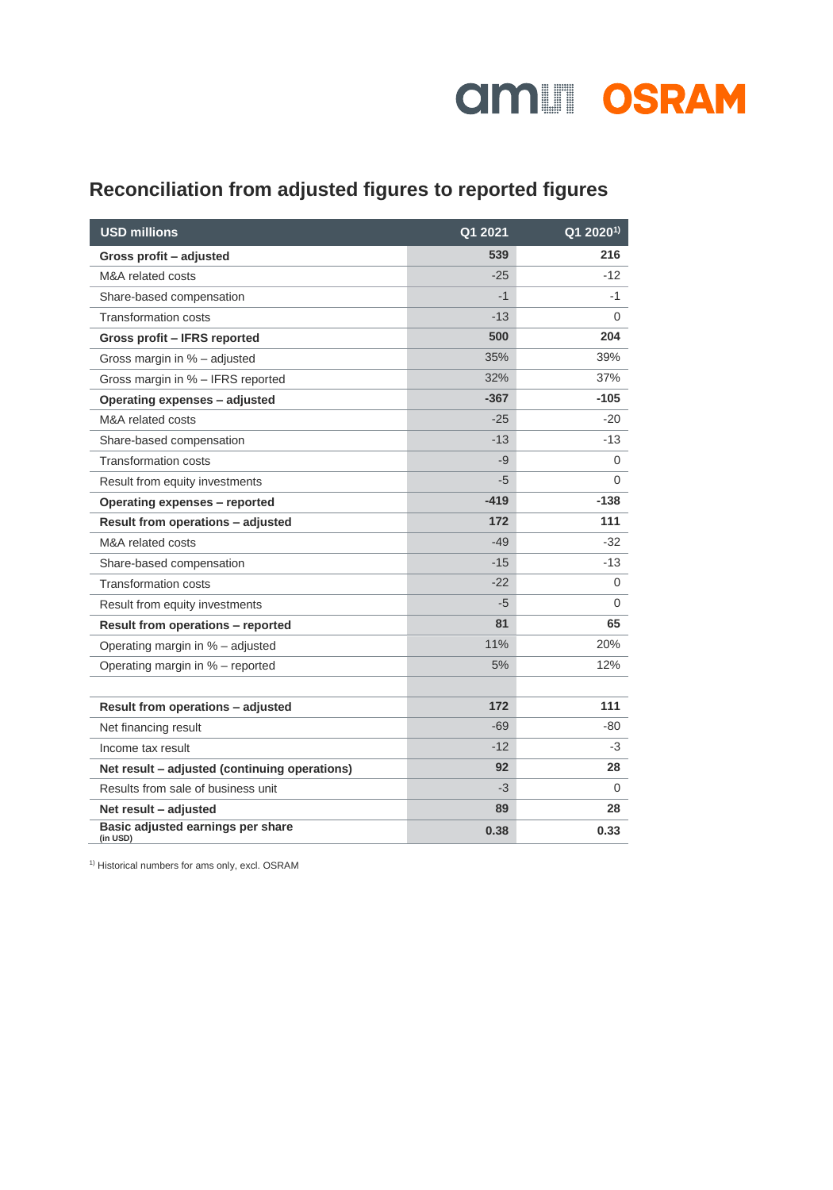## Reconciliation from adjusted figures to reported figures

| USD millions | Q1 2021 | Q1 2020[1)] |
|---|---|---|
| **Gross profit – adjusted** | **539** | **216** |
| M&A related costs | -25 | -12 |
| Share-based compensation | -1 | -1 |
| Transformation costs | -13 | 0 |
| **Gross profit – IFRS reported** | **500** | **204** |
| Gross margin in % – adjusted | 35% | 39% |
| Gross margin in % – IFRS reported | 32% | 37% |
| **Operating expenses – adjusted** | **-367** | **-105** |
| M&A related costs | -25 | -20 |
| Share-based compensation | -13 | -13 |
| Transformation costs | -9 | 0 |
| Result from equity investments | -5 | 0 |
| **Operating expenses – reported** | **-419** | **-138** |
| **Result from operations – adjusted** | **172** | **111** |
| M&A related costs | -49 | -32 |
| Share-based compensation | -15 | -13 |
| Transformation costs | -22 | 0 |
| Result from equity investments | -5 | 0 |
| **Result from operations – reported** | **81** | **65** |
| Operating margin in % – adjusted | 11% | 20% |
| Operating margin in % – reported | 5% | 12% |
| | | |
| **Result from operations – adjusted** | **172** | **111** |
| Net financing result | -69 | -80 |
| Income tax result | -12 | -3 |
| **Net result – adjusted (continuing operations)** | **92** | **28** |
| Results from sale of business unit | -3 | 0 |
| **Net result – adjusted** | **89** | **28** |
| **Basic adjusted earnings per share** (in USD) | **0.38** | **0.33** |

[1)] Historical numbers for ams only, excl. OSRAM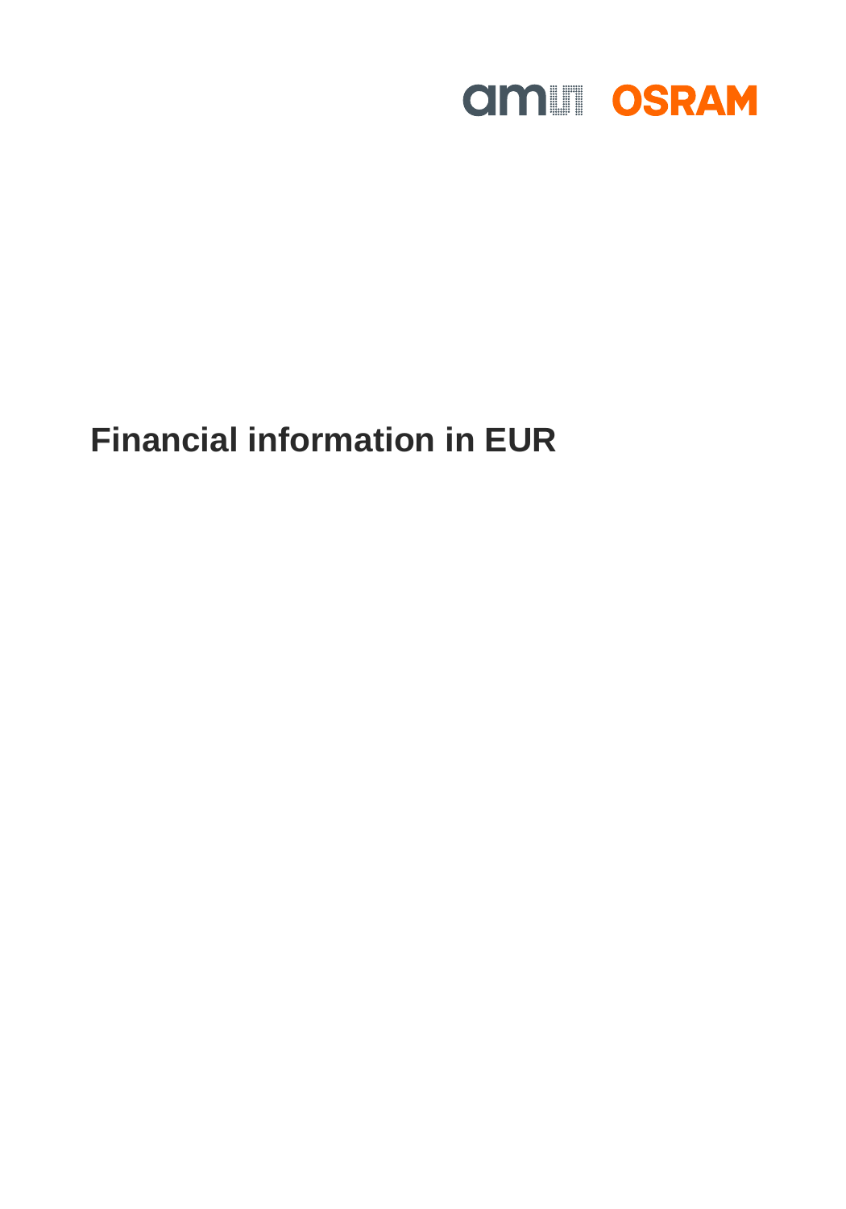# Financial information in EUR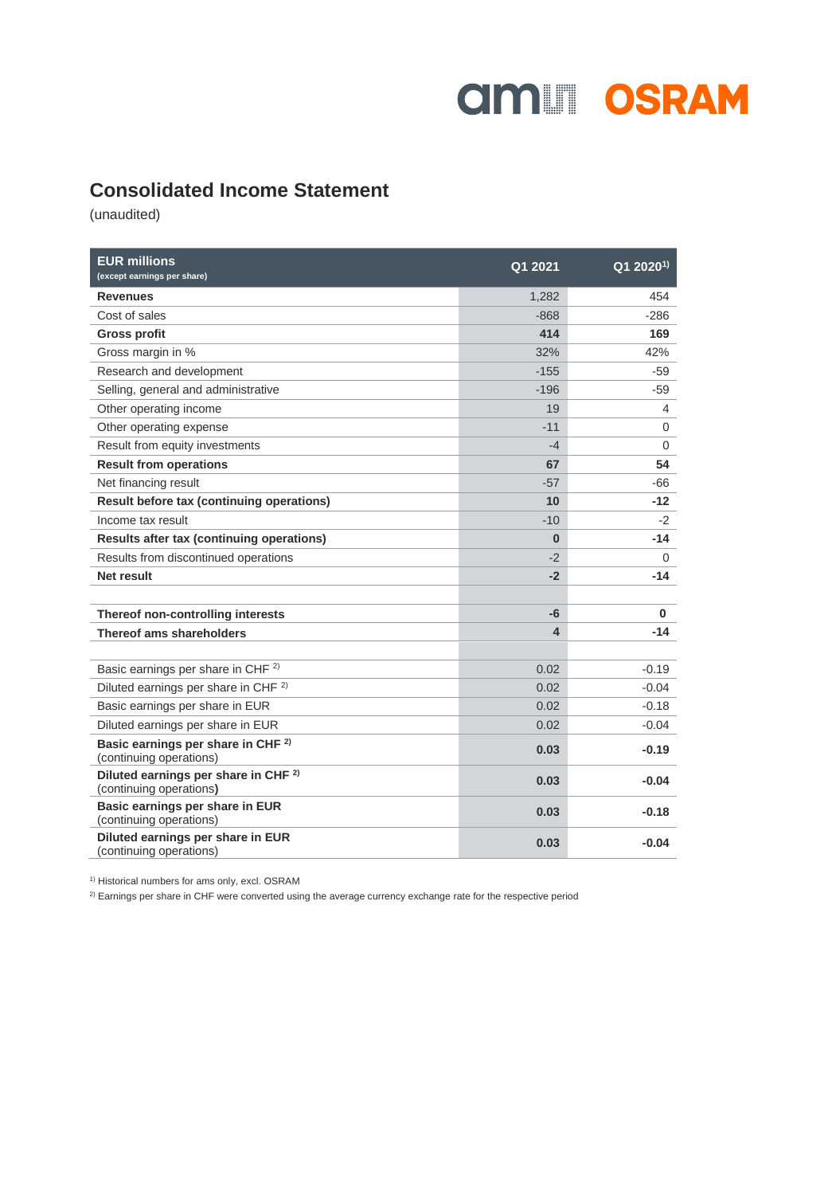# Consolidated Income Statement

(unaudited)

| **EUR millions** (except earnings per share) | **Q1 2021** | **Q1 2020[1)]** |
|---|---|---|
| **Revenues** | 1,282 | 454 |
| Cost of sales | -868 | -286 |
| **Gross profit** | **414** | **169** |
| Gross margin in % | 32% | 42% |
| Research and development | -155 | -59 |
| Selling, general and administrative | -196 | -59 |
| Other operating income | 19 | 4 |
| Other operating expense | -11 | 0 |
| Result from equity investments | -4 | 0 |
| **Result from operations** | **67** | **54** |
| Net financing result | -57 | -66 |
| **Result before tax (continuing operations)** | **10** | **-12** |
| Income tax result | -10 | -2 |
| **Results after tax (continuing operations)** | **0** | **-14** |
| Results from discontinued operations | -2 | 0 |
| **Net result** | **-2** | **-14** |
| | | |
| **Thereof non-controlling interests** | **-6** | **0** |
| **Thereof ams shareholders** | **4** | **-14** |
| | | |
| Basic earnings per share in CHF [2)] | 0.02 | -0.19 |
| Diluted earnings per share in CHF [2)] | 0.02 | -0.04 |
| Basic earnings per share in EUR | 0.02 | -0.18 |
| Diluted earnings per share in EUR | 0.02 | -0.04 |
| **Basic earnings per share in CHF [2)]** (continuing operations) | **0.03** | **-0.19** |
| **Diluted earnings per share in CHF [2)]** (continuing operations) | **0.03** | **-0.04** |
| **Basic earnings per share in EUR** (continuing operations) | **0.03** | **-0.18** |
| **Diluted earnings per share in EUR** (continuing operations) | **0.03** | **-0.04** |

[1)] Historical numbers for ams only, excl. OSRAM

[2)] Earnings per share in CHF were converted using the average currency exchange rate for the respective period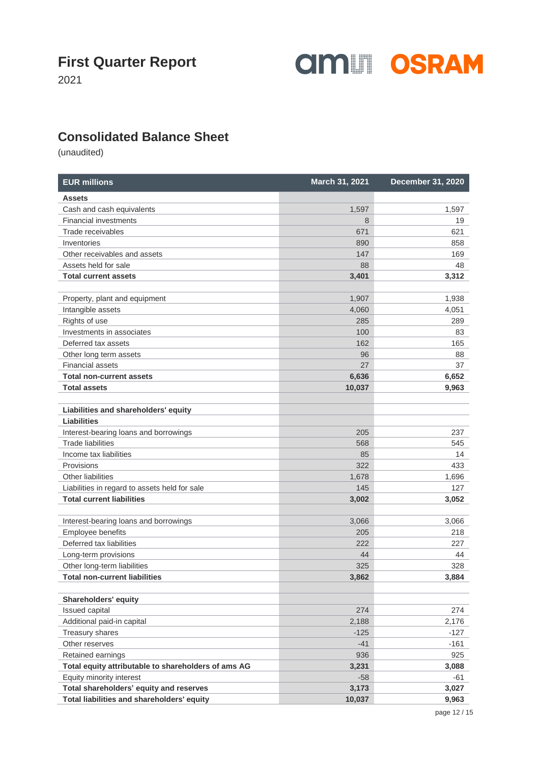# First Quarter Report

2021

## Consolidated Balance Sheet

(unaudited)

| EUR millions | March 31, 2021 | December 31, 2020 |
|---|---|---|
| **Assets** | | |
| Cash and cash equivalents | 1,597 | 1,597 |
| Financial investments | 8 | 19 |
| Trade receivables | 671 | 621 |
| Inventories | 890 | 858 |
| Other receivables and assets | 147 | 169 |
| Assets held for sale | 88 | 48 |
| **Total current assets** | **3,401** | **3,312** |
| | | |
| Property, plant and equipment | 1,907 | 1,938 |
| Intangible assets | 4,060 | 4,051 |
| Rights of use | 285 | 289 |
| Investments in associates | 100 | 83 |
| Deferred tax assets | 162 | 165 |
| Other long term assets | 96 | 88 |
| Financial assets | 27 | 37 |
| **Total non-current assets** | **6,636** | **6,652** |
| **Total assets** | **10,037** | **9,963** |
| | | |
| **Liabilities and shareholders' equity** | | |
| **Liabilities** | | |
| Interest-bearing loans and borrowings | 205 | 237 |
| Trade liabilities | 568 | 545 |
| Income tax liabilities | 85 | 14 |
| Provisions | 322 | 433 |
| Other liabilities | 1,678 | 1,696 |
| Liabilities in regard to assets held for sale | 145 | 127 |
| **Total current liabilities** | **3,002** | **3,052** |
| | | |
| Interest-bearing loans and borrowings | 3,066 | 3,066 |
| Employee benefits | 205 | 218 |
| Deferred tax liabilities | 222 | 227 |
| Long-term provisions | 44 | 44 |
| Other long-term liabilities | 325 | 328 |
| **Total non-current liabilities** | **3,862** | **3,884** |
| | | |
| **Shareholders' equity** | | |
| Issued capital | 274 | 274 |
| Additional paid-in capital | 2,188 | 2,176 |
| Treasury shares | -125 | -127 |
| Other reserves | -41 | -161 |
| Retained earnings | 936 | 925 |
| **Total equity attributable to shareholders of ams AG** | **3,231** | **3,088** |
| Equity minority interest | -58 | -61 |
| **Total shareholders' equity and reserves** | **3,173** | **3,027** |
| **Total liabilities and shareholders' equity** | **10,037** | **9,963** |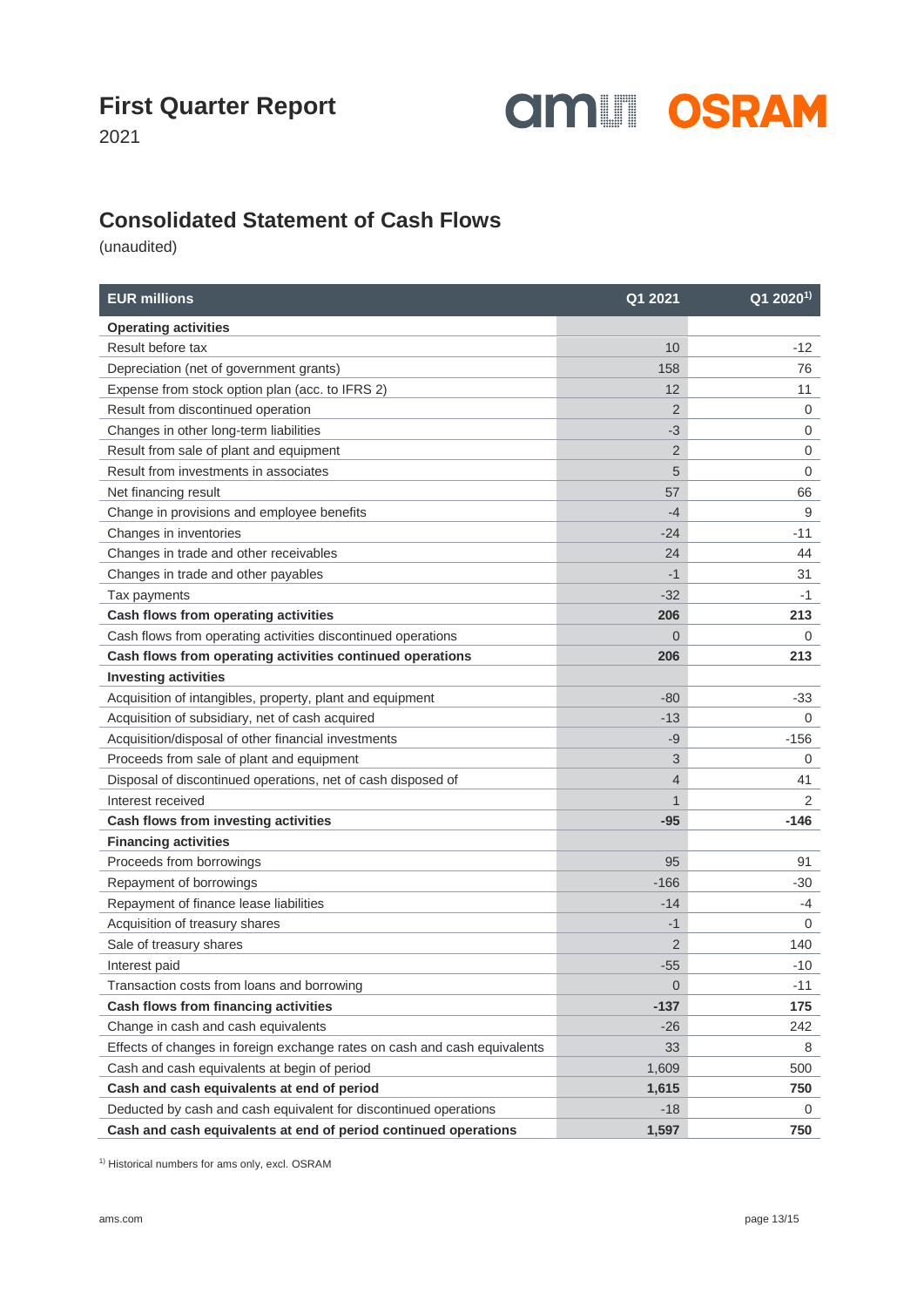# First Quarter Report

2021

## Consolidated Statement of Cash Flows

(unaudited)

| EUR millions | Q1 2021 | Q1 2020[1] |
|---|---|---|
| **Operating activities** | | |
| Result before tax | 10 | -12 |
| Depreciation (net of government grants) | 158 | 76 |
| Expense from stock option plan (acc. to IFRS 2) | 12 | 11 |
| Result from discontinued operation | 2 | 0 |
| Changes in other long-term liabilities | -3 | 0 |
| Result from sale of plant and equipment | 2 | 0 |
| Result from investments in associates | 5 | 0 |
| Net financing result | 57 | 66 |
| Change in provisions and employee benefits | -4 | 9 |
| Changes in inventories | -24 | -11 |
| Changes in trade and other receivables | 24 | 44 |
| Changes in trade and other payables | -1 | 31 |
| Tax payments | -32 | -1 |
| **Cash flows from operating activities** | **206** | **213** |
| Cash flows from operating activities discontinued operations | 0 | 0 |
| **Cash flows from operating activities continued operations** | **206** | **213** |
| **Investing activities** | | |
| Acquisition of intangibles, property, plant and equipment | -80 | -33 |
| Acquisition of subsidiary, net of cash acquired | -13 | 0 |
| Acquisition/disposal of other financial investments | -9 | -156 |
| Proceeds from sale of plant and equipment | 3 | 0 |
| Disposal of discontinued operations, net of cash disposed of | 4 | 41 |
| Interest received | 1 | 2 |
| **Cash flows from investing activities** | **-95** | **-146** |
| **Financing activities** | | |
| Proceeds from borrowings | 95 | 91 |
| Repayment of borrowings | -166 | -30 |
| Repayment of finance lease liabilities | -14 | -4 |
| Acquisition of treasury shares | -1 | 0 |
| Sale of treasury shares | 2 | 140 |
| Interest paid | -55 | -10 |
| Transaction costs from loans and borrowing | 0 | -11 |
| **Cash flows from financing activities** | **-137** | **175** |
| Change in cash and cash equivalents | -26 | 242 |
| Effects of changes in foreign exchange rates on cash and cash equivalents | 33 | 8 |
| Cash and cash equivalents at begin of period | 1,609 | 500 |
| **Cash and cash equivalents at end of period** | **1,615** | **750** |
| Deducted by cash and cash equivalent for discontinued operations | -18 | 0 |
| **Cash and cash equivalents at end of period continued operations** | **1,597** | **750** |

[1] Historical numbers for ams only, excl. OSRAM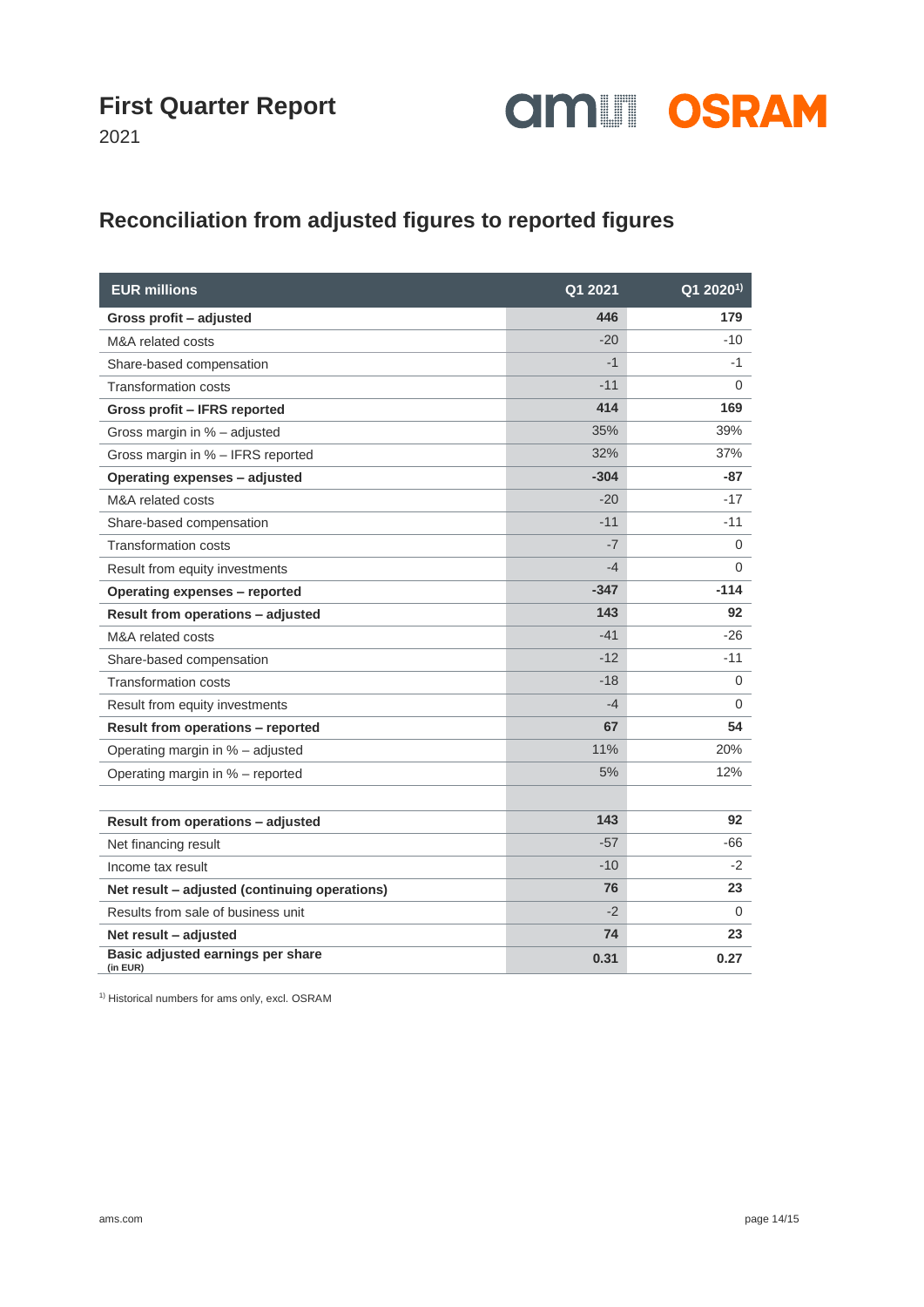# First Quarter Report

2021

## Reconciliation from adjusted figures to reported figures

| EUR millions | Q1 2021 | Q1 2020[1] |
|---|---|---|
| **Gross profit – adjusted** | **446** | **179** |
| M&A related costs | -20 | -10 |
| Share-based compensation | -1 | -1 |
| Transformation costs | -11 | 0 |
| **Gross profit – IFRS reported** | **414** | **169** |
| Gross margin in % – adjusted | 35% | 39% |
| Gross margin in % – IFRS reported | 32% | 37% |
| **Operating expenses – adjusted** | **-304** | **-87** |
| M&A related costs | -20 | -17 |
| Share-based compensation | -11 | -11 |
| Transformation costs | -7 | 0 |
| Result from equity investments | -4 | 0 |
| **Operating expenses – reported** | **-347** | **-114** |
| **Result from operations – adjusted** | **143** | **92** |
| M&A related costs | -41 | -26 |
| Share-based compensation | -12 | -11 |
| Transformation costs | -18 | 0 |
| Result from equity investments | -4 | 0 |
| **Result from operations – reported** | **67** | **54** |
| Operating margin in % – adjusted | 11% | 20% |
| Operating margin in % – reported | 5% | 12% |
| | | |
| **Result from operations – adjusted** | **143** | **92** |
| Net financing result | -57 | -66 |
| Income tax result | -10 | -2 |
| **Net result – adjusted (continuing operations)** | **76** | **23** |
| Results from sale of business unit | -2 | 0 |
| **Net result – adjusted** | **74** | **23** |
| **Basic adjusted earnings per share** (in EUR) | **0.31** | **0.27** |

[1] Historical numbers for ams only, excl. OSRAM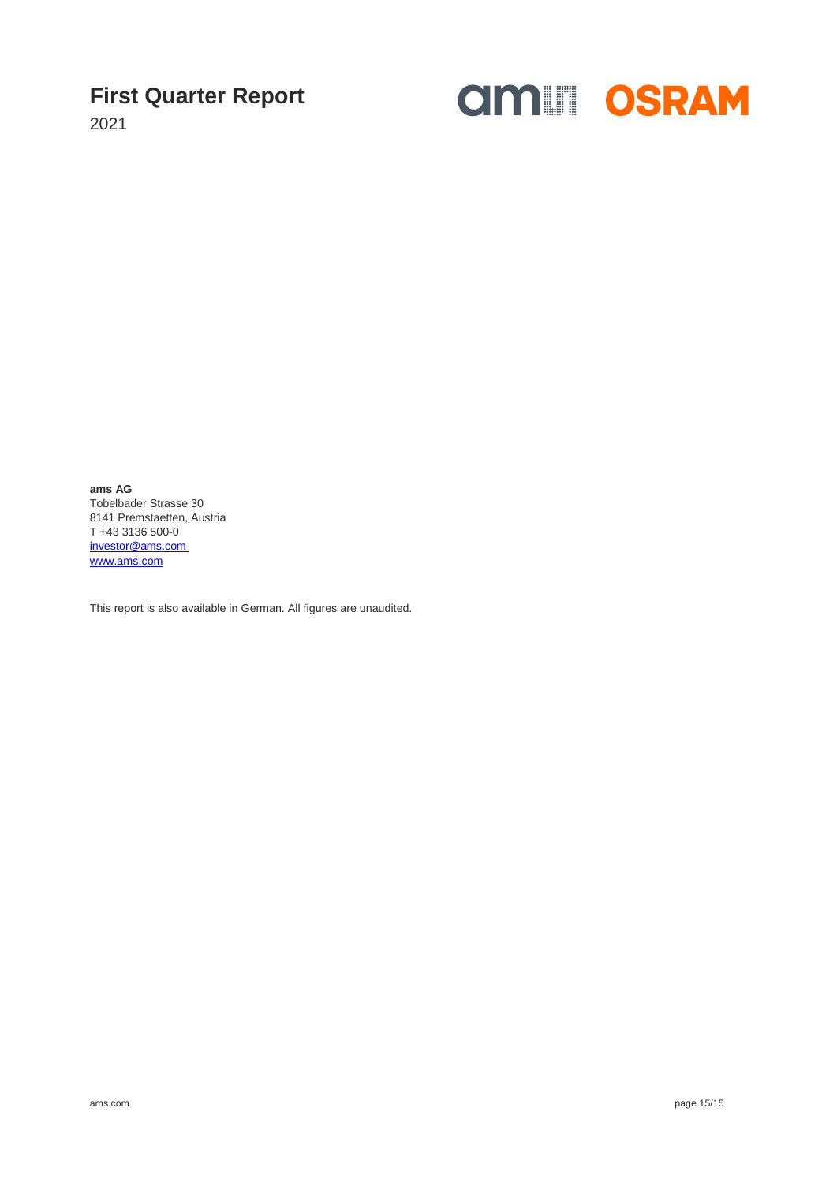# First Quarter Report

2021

**ams AG**
Tobelbader Strasse 30
8141 Premstaetten, Austria
T +43 3136 500-0
investor@ams.com
www.ams.com

This report is also available in German. All figures are unaudited.